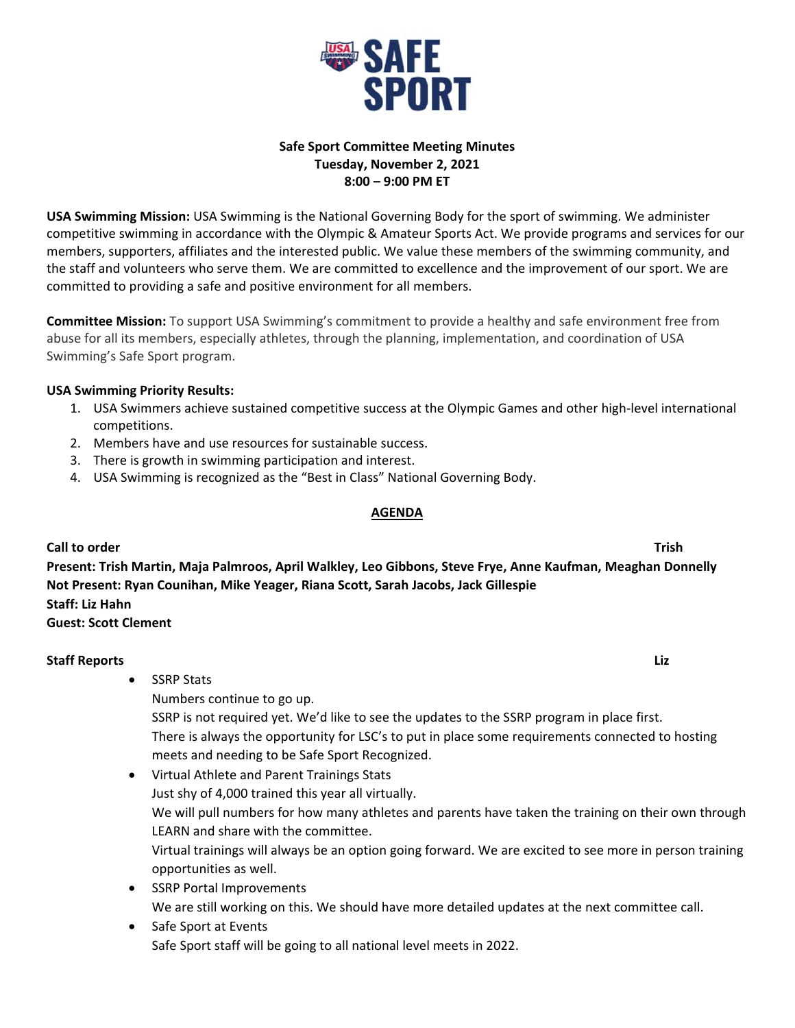# Safe Sport Committee Meeting Minutes

**Tuesday, November 2, 2021**
**8:00 – 9:00 PM ET**

**USA Swimming Mission:** USA Swimming is the National Governing Body for the sport of swimming. We administer competitive swimming in accordance with the Olympic & Amateur Sports Act. We provide programs and services for our members, supporters, affiliates and the interested public. We value these members of the swimming community, and the staff and volunteers who serve them. We are committed to excellence and the improvement of our sport. We are committed to providing a safe and positive environment for all members.

**Committee Mission:** To support USA Swimming's commitment to provide a healthy and safe environment free from abuse for all its members, especially athletes, through the planning, implementation, and coordination of USA Swimming's Safe Sport program.

**USA Swimming Priority Results:**

1. USA Swimmers achieve sustained competitive success at the Olympic Games and other high-level international competitions.
2. Members have and use resources for sustainable success.
3. There is growth in swimming participation and interest.
4. USA Swimming is recognized as the "Best in Class" National Governing Body.

## AGENDA

**Call to order** — **Trish**

**Present: Trish Martin, Maja Palmroos, April Walkley, Leo Gibbons, Steve Frye, Anne Kaufman, Meaghan Donnelly**
**Not Present: Ryan Counihan, Mike Yeager, Riana Scott, Sarah Jacobs, Jack Gillespie**
**Staff: Liz Hahn**
**Guest: Scott Clement**

**Staff Reports** — **Liz**

- SSRP Stats
  Numbers continue to go up.
  SSRP is not required yet. We'd like to see the updates to the SSRP program in place first.
  There is always the opportunity for LSC's to put in place some requirements connected to hosting meets and needing to be Safe Sport Recognized.
- Virtual Athlete and Parent Trainings Stats
  Just shy of 4,000 trained this year all virtually.
  We will pull numbers for how many athletes and parents have taken the training on their own through LEARN and share with the committee.
  Virtual trainings will always be an option going forward. We are excited to see more in person training opportunities as well.
- SSRP Portal Improvements
  We are still working on this. We should have more detailed updates at the next committee call.
- Safe Sport at Events
  Safe Sport staff will be going to all national level meets in 2022.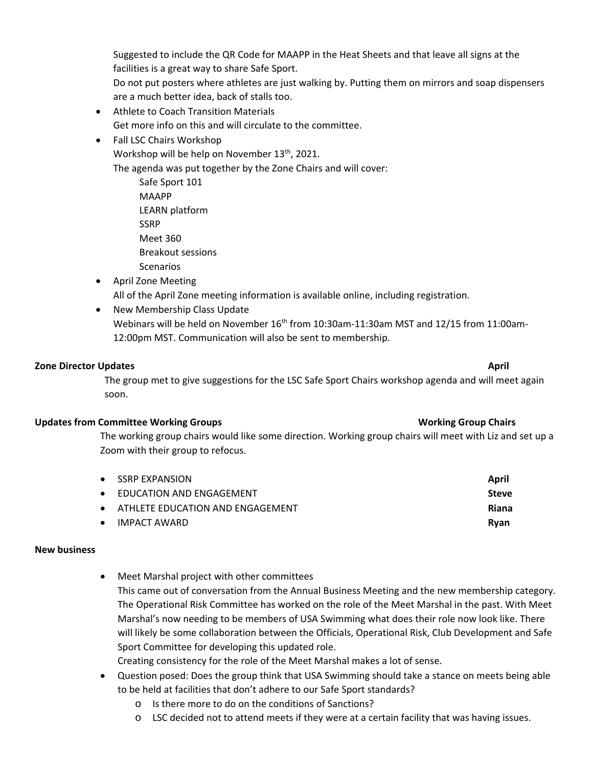Suggested to include the QR Code for MAAPP in the Heat Sheets and that leave all signs at the facilities is a great way to share Safe Sport.
Do not put posters where athletes are just walking by. Putting them on mirrors and soap dispensers are a much better idea, back of stalls too.

- Athlete to Coach Transition Materials
  Get more info on this and will circulate to the committee.
- Fall LSC Chairs Workshop
  Workshop will be help on November 13th, 2021.
  The agenda was put together by the Zone Chairs and will cover:
  - Safe Sport 101
  - MAAPP
  - LEARN platform
  - SSRP
  - Meet 360
  - Breakout sessions
  - Scenarios
- April Zone Meeting
  All of the April Zone meeting information is available online, including registration.
- New Membership Class Update
  Webinars will be held on November 16th from 10:30am-11:30am MST and 12/15 from 11:00am-12:00pm MST. Communication will also be sent to membership.

**Zone Director Updates** **April**

The group met to give suggestions for the LSC Safe Sport Chairs workshop agenda and will meet again soon.

**Updates from Committee Working Groups** **Working Group Chairs**

The working group chairs would like some direction. Working group chairs will meet with Liz and set up a Zoom with their group to refocus.

- SSRP EXPANSION — **April**
- EDUCATION AND ENGAGEMENT — **Steve**
- ATHLETE EDUCATION AND ENGAGEMENT — **Riana**
- IMPACT AWARD — **Ryan**

**New business**

- Meet Marshal project with other committees
  This came out of conversation from the Annual Business Meeting and the new membership category. The Operational Risk Committee has worked on the role of the Meet Marshal in the past. With Meet Marshal's now needing to be members of USA Swimming what does their role now look like. There will likely be some collaboration between the Officials, Operational Risk, Club Development and Safe Sport Committee for developing this updated role.
  Creating consistency for the role of the Meet Marshal makes a lot of sense.
- Question posed: Does the group think that USA Swimming should take a stance on meets being able to be held at facilities that don't adhere to our Safe Sport standards?
  - Is there more to do on the conditions of Sanctions?
  - LSC decided not to attend meets if they were at a certain facility that was having issues.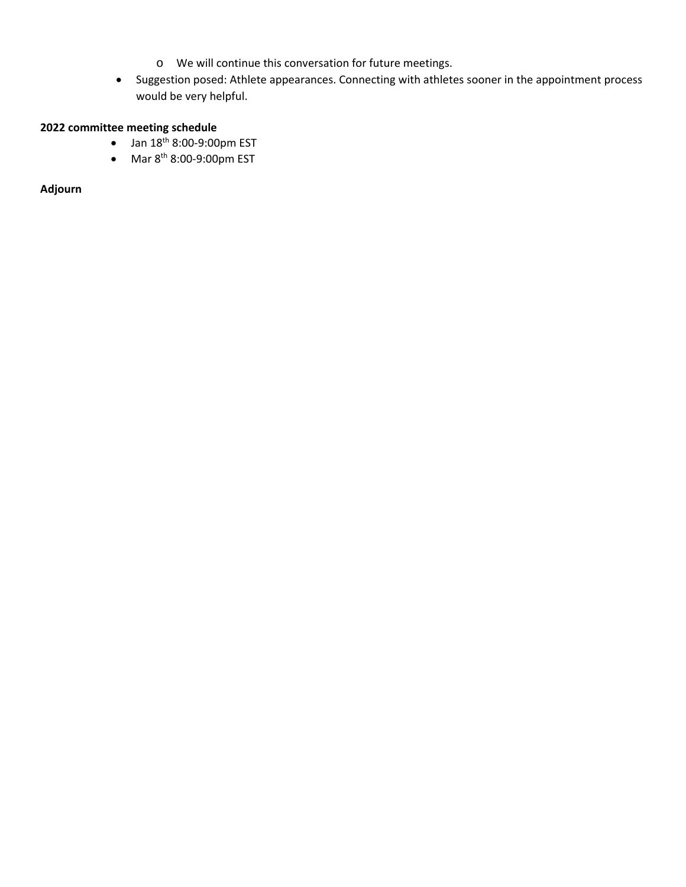- We will continue this conversation for future meetings.
- Suggestion posed: Athlete appearances. Connecting with athletes sooner in the appointment process would be very helpful.

**2022 committee meeting schedule**

- Jan 18th 8:00-9:00pm EST
- Mar 8th 8:00-9:00pm EST

**Adjourn**